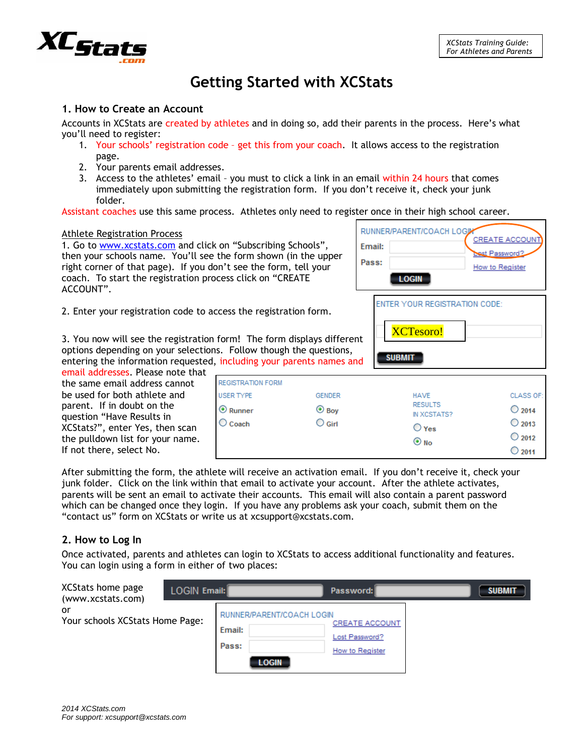# Getting Started with XCStats

## 1. How to Create an Account

Accounts in XCStats are created by athletes and in doing so, add their parents in the process. Here's what you'll need to register:

1. Your schools' registration code – get this from your coach. It allows access to the registration page.
2. Your parents email addresses.
3. Access to the athletes' email – you must to click a link in an email within 24 hours that comes immediately upon submitting the registration form. If you don't receive it, check your junk folder.

Assistant coaches use this same process. Athletes only need to register once in their high school career.

### Athlete Registration Process

1. Go to www.xcstats.com and click on "Subscribing Schools", then your schools name. You'll see the form shown (in the upper right corner of that page). If you don't see the form, tell your coach. To start the registration process click on "CREATE ACCOUNT".

RUNNER/PARENT/COACH LOGIN
Email:
Pass:
LOGIN
CREATE ACCOUNT
Lost Password?
How to Register

2. Enter your registration code to access the registration form.

ENTER YOUR REGISTRATION CODE:
XCTesoro!
SUBMIT

3. You now will see the registration form! The form displays different options depending on your selections. Follow though the questions, entering the information requested, including your parents names and email addresses. Please note that the same email address cannot be used for both athlete and parent. If in doubt on the question "Have Results in XCStats?", enter Yes, then scan the pulldown list for your name. If not there, select No.

REGISTRATION FORM

| USER TYPE | GENDER | HAVE RESULTS IN XCSTATS? | CLASS OF: |
|---|---|---|---|
| ◉ Runner | ◉ Boy | ○ Yes | ○ 2014 |
| ○ Coach | ○ Girl | ◉ No | ○ 2013 |
| | | | ○ 2012 |
| | | | ○ 2011 |

After submitting the form, the athlete will receive an activation email. If you don't receive it, check your junk folder. Click on the link within that email to activate your account. After the athlete activates, parents will be sent an email to activate their accounts. This email will also contain a parent password which can be changed once they login. If you have any problems ask your coach, submit them on the "contact us" form on XCStats or write us at xcsupport@xcstats.com.

## 2. How to Log In

Once activated, parents and athletes can login to XCStats to access additional functionality and features. You can login using a form in either of two places:

XCStats home page (www.xcstats.com)

LOGIN Email: Password: SUBMIT

or

Your schools XCStats Home Page:

RUNNER/PARENT/COACH LOGIN
Email:
Pass:
LOGIN
CREATE ACCOUNT
Lost Password?
How to Register

*2014 XCStats.com*
*For support: xcsupport@xcstats.com*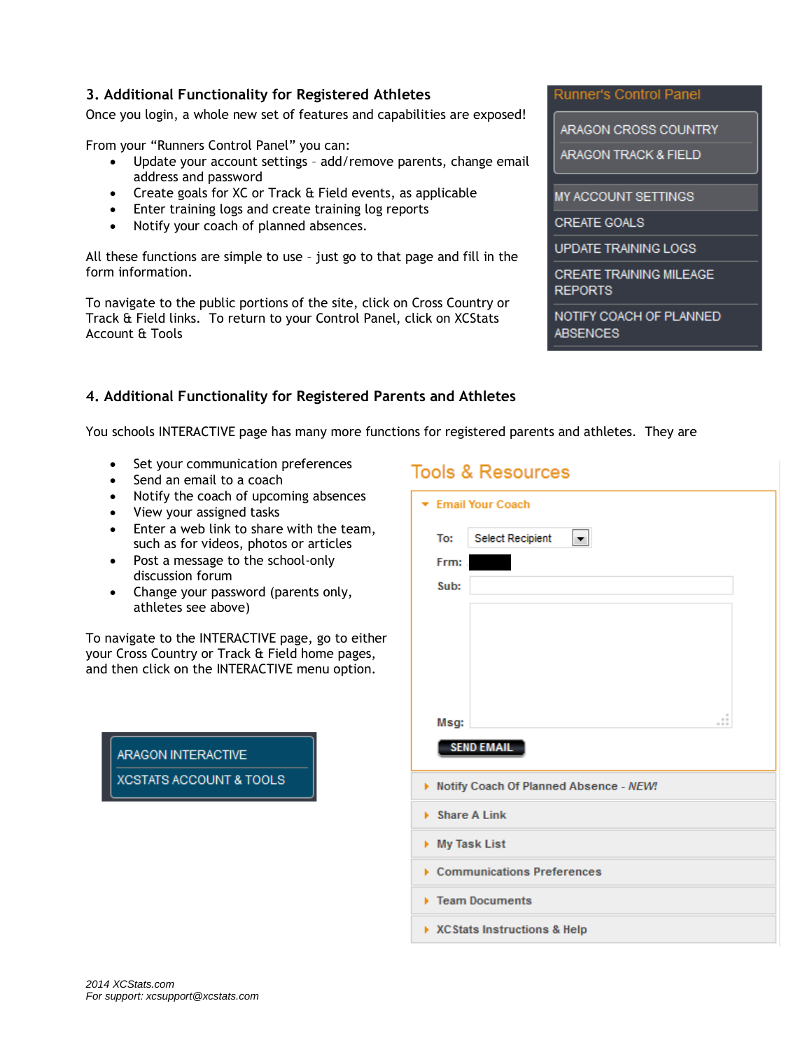## 3. Additional Functionality for Registered Athletes

Once you login, a whole new set of features and capabilities are exposed!

From your "Runners Control Panel" you can:

- Update your account settings – add/remove parents, change email address and password
- Create goals for XC or Track & Field events, as applicable
- Enter training logs and create training log reports
- Notify your coach of planned absences.

All these functions are simple to use – just go to that page and fill in the form information.

To navigate to the public portions of the site, click on Cross Country or Track & Field links. To return to your Control Panel, click on XCStats Account & Tools

Runner's Control Panel

ARAGON CROSS COUNTRY
ARAGON TRACK & FIELD

MY ACCOUNT SETTINGS
CREATE GOALS
UPDATE TRAINING LOGS
CREATE TRAINING MILEAGE REPORTS
NOTIFY COACH OF PLANNED ABSENCES

## 4. Additional Functionality for Registered Parents and Athletes

You schools INTERACTIVE page has many more functions for registered parents and athletes. They are

- Set your communication preferences
- Send an email to a coach
- Notify the coach of upcoming absences
- View your assigned tasks
- Enter a web link to share with the team, such as for videos, photos or articles
- Post a message to the school-only discussion forum
- Change your password (parents only, athletes see above)

To navigate to the INTERACTIVE page, go to either your Cross Country or Track & Field home pages, and then click on the INTERACTIVE menu option.

ARAGON INTERACTIVE
XCSTATS ACCOUNT & TOOLS

Tools & Resources

Email Your Coach

To: Select Recipient
Frm:
Sub:
Msg:
SEND EMAIL

Notify Coach Of Planned Absence - *NEW!*
Share A Link
My Task List
Communications Preferences
Team Documents
XCStats Instructions & Help

*2014 XCStats.com*
*For support: xcsupport@xcstats.com*